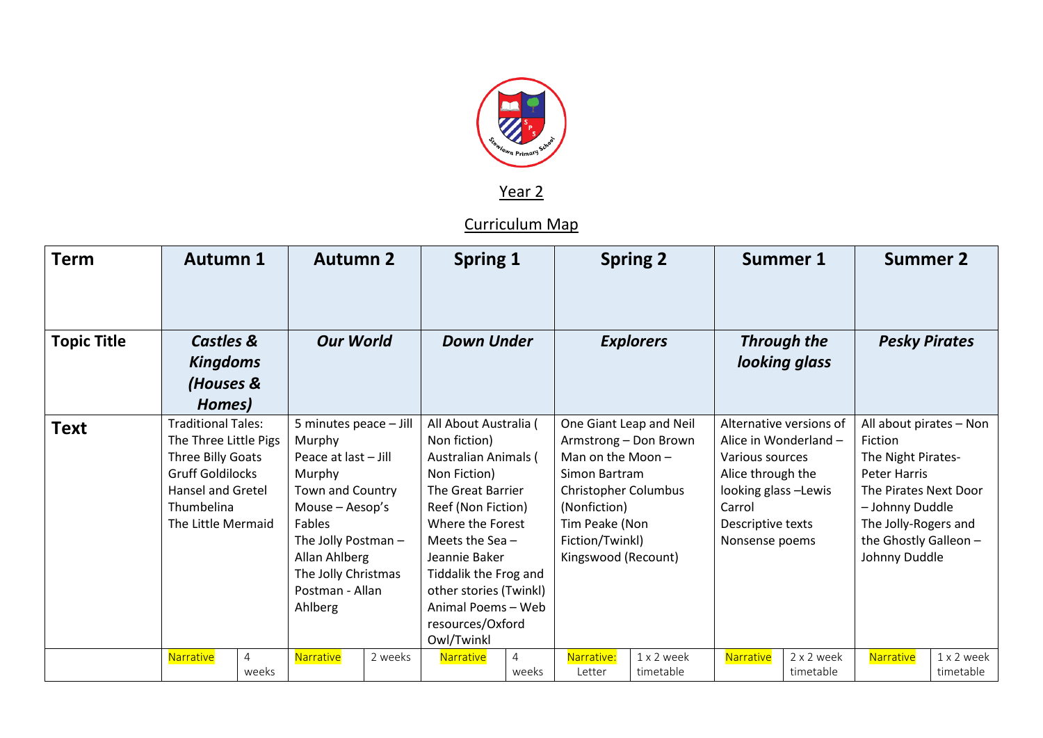Year 2

Curriculum Map

| Term | Autumn 1 | | Autumn 2 | | Spring 1 | | Spring 2 | | Summer 1 | | Summer 2 | |
|---|---|---|---|---|---|---|---|---|---|---|---|---|
| **Topic Title** | ***Castles & Kingdoms (Houses & Homes)*** | | ***Our World*** | | ***Down Under*** | | ***Explorers*** | | ***Through the looking glass*** | | ***Pesky Pirates*** | |
| **Text** | Traditional Tales:<br>The Three Little Pigs<br>Three Billy Goats Gruff Goldilocks<br>Hansel and Gretel<br>Thumbelina<br>The Little Mermaid | | 5 minutes peace – Jill Murphy<br>Peace at last – Jill Murphy<br>Town and Country Mouse – Aesop's Fables<br>The Jolly Postman – Allan Ahlberg<br>The Jolly Christmas Postman - Allan Ahlberg | | All About Australia ( Non fiction)<br>Australian Animals ( Non Fiction)<br>The Great Barrier Reef (Non Fiction)<br>Where the Forest Meets the Sea – Jeannie Baker<br>Tiddalik the Frog and other stories (Twinkl)<br>Animal Poems – Web resources/Oxford Owl/Twinkl | | One Giant Leap and Neil Armstrong – Don Brown<br>Man on the Moon – Simon Bartram<br>Christopher Columbus (Nonfiction)<br>Tim Peake (Non Fiction/Twinkl)<br>Kingswood (Recount) | | Alternative versions of Alice in Wonderland – Various sources<br>Alice through the looking glass –Lewis Carrol<br>Descriptive texts<br>Nonsense poems | | All about pirates – Non Fiction<br>The Night Pirates- Peter Harris<br>The Pirates Next Door – Johnny Duddle<br>The Jolly-Rogers and the Ghostly Galleon – Johnny Duddle | |
| | Narrative | 4 weeks | Narrative | 2 weeks | Narrative | 4 weeks | Narrative: Letter | 1 x 2 week timetable | Narrative | 2 x 2 week timetable | Narrative | 1 x 2 week timetable |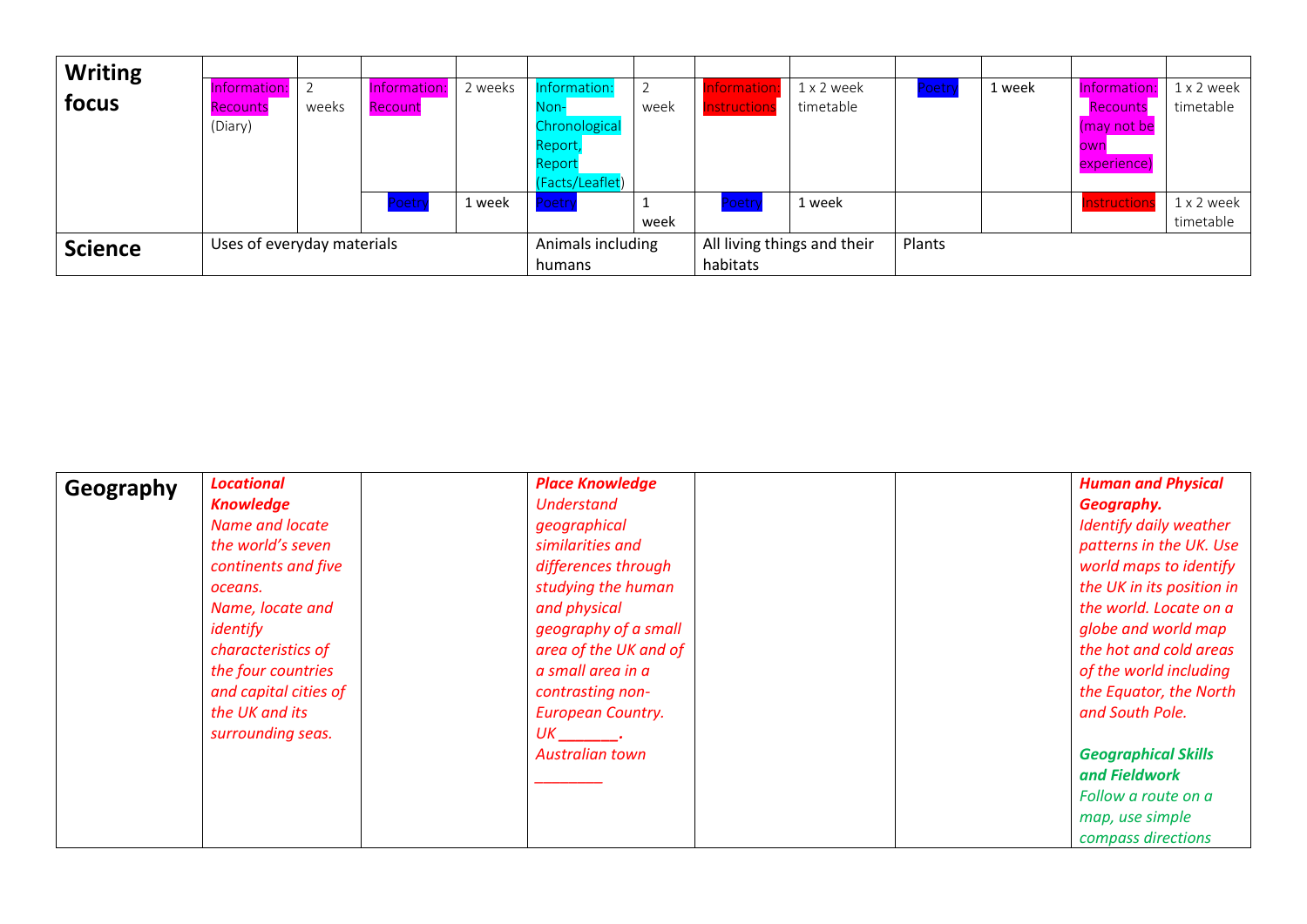| Writing focus | | | | | | | | | | | |
|---|---|---|---|---|---|---|---|---|---|---|---|
| | Information: Recounts (Diary) | 2 weeks | Information: Recount | 2 weeks | Information: Non-Chronological Report, Report (Facts/Leaflet) | 2 week | Information: Instructions | 1 x 2 week timetable | Poetry | 1 week | Information: Recounts (may not be own experience) | 1 x 2 week timetable |
| | | | Poetry | 1 week | Poetry | 1 week | Poetry | 1 week | | | Instructions | 1 x 2 week timetable |
| **Science** | Uses of everyday materials | | | | Animals including humans | | All living things and their habitats | | Plants | | | |

| **Geography** | | | | | | |
|---|---|---|---|---|---|---|
| | ***Locational Knowledge*** *Name and locate the world's seven continents and five oceans. Name, locate and identify characteristics of the four countries and capital cities of the UK and its surrounding seas.* | | ***Place Knowledge*** *Understand geographical similarities and differences through studying the human and physical geography of a small area of the UK and of a small area in a contrasting non-European Country. UK \_\_\_\_\_\_\_. Australian town \_\_\_\_\_\_\_\_* | | | ***Human and Physical Geography.*** *Identify daily weather patterns in the UK. Use world maps to identify the UK in its position in the world. Locate on a globe and world map the hot and cold areas of the world including the Equator, the North and South Pole.* ***Geographical Skills and Fieldwork*** *Follow a route on a map, use simple compass directions* |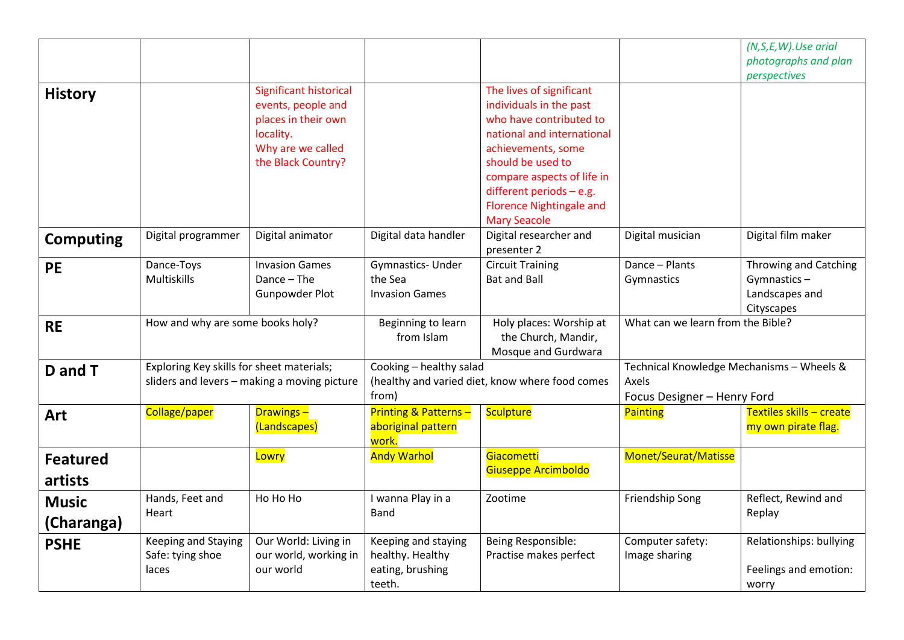| | | | | | | |
|---|---|---|---|---|---|---|
| | | | | | | *(N,S,E,W).Use arial photographs and plan perspectives* |
| **History** | | Significant historical events, people and places in their own locality. Why are we called the Black Country? | | The lives of significant individuals in the past who have contributed to national and international achievements, some should be used to compare aspects of life in different periods – e.g. Florence Nightingale and Mary Seacole | | |
| **Computing** | Digital programmer | Digital animator | Digital data handler | Digital researcher and presenter 2 | Digital musician | Digital film maker |
| **PE** | Dance-Toys Multiskills | Invasion Games Dance – The Gunpowder Plot | Gymnastics- Under the Sea Invasion Games | Circuit Training Bat and Ball | Dance – Plants Gymnastics | Throwing and Catching Gymnastics – Landscapes and Cityscapes |
| **RE** | How and why are some books holy? | | Beginning to learn from Islam | Holy places: Worship at the Church, Mandir, Mosque and Gurdwara | What can we learn from the Bible? | |
| **D and T** | Exploring Key skills for sheet materials; sliders and levers – making a moving picture | | Cooking – healthy salad (healthy and varied diet, know where food comes from) | | Technical Knowledge Mechanisms – Wheels & Axels Focus Designer – Henry Ford | |
| **Art** | Collage/paper | Drawings – (Landscapes) | Printing & Patterns – aboriginal pattern work. | Sculpture | Painting | Textiles skills – create my own pirate flag. |
| **Featured artists** | | Lowry | Andy Warhol | Giacometti Giuseppe Arcimboldo | Monet/Seurat/Matisse | |
| **Music (Charanga)** | Hands, Feet and Heart | Ho Ho Ho | I wanna Play in a Band | Zootime | Friendship Song | Reflect, Rewind and Replay |
| **PSHE** | Keeping and Staying Safe: tying shoe laces | Our World: Living in our world, working in our world | Keeping and staying healthy. Healthy eating, brushing teeth. | Being Responsible: Practise makes perfect | Computer safety: Image sharing | Relationships: bullying<br><br>Feelings and emotion: worry |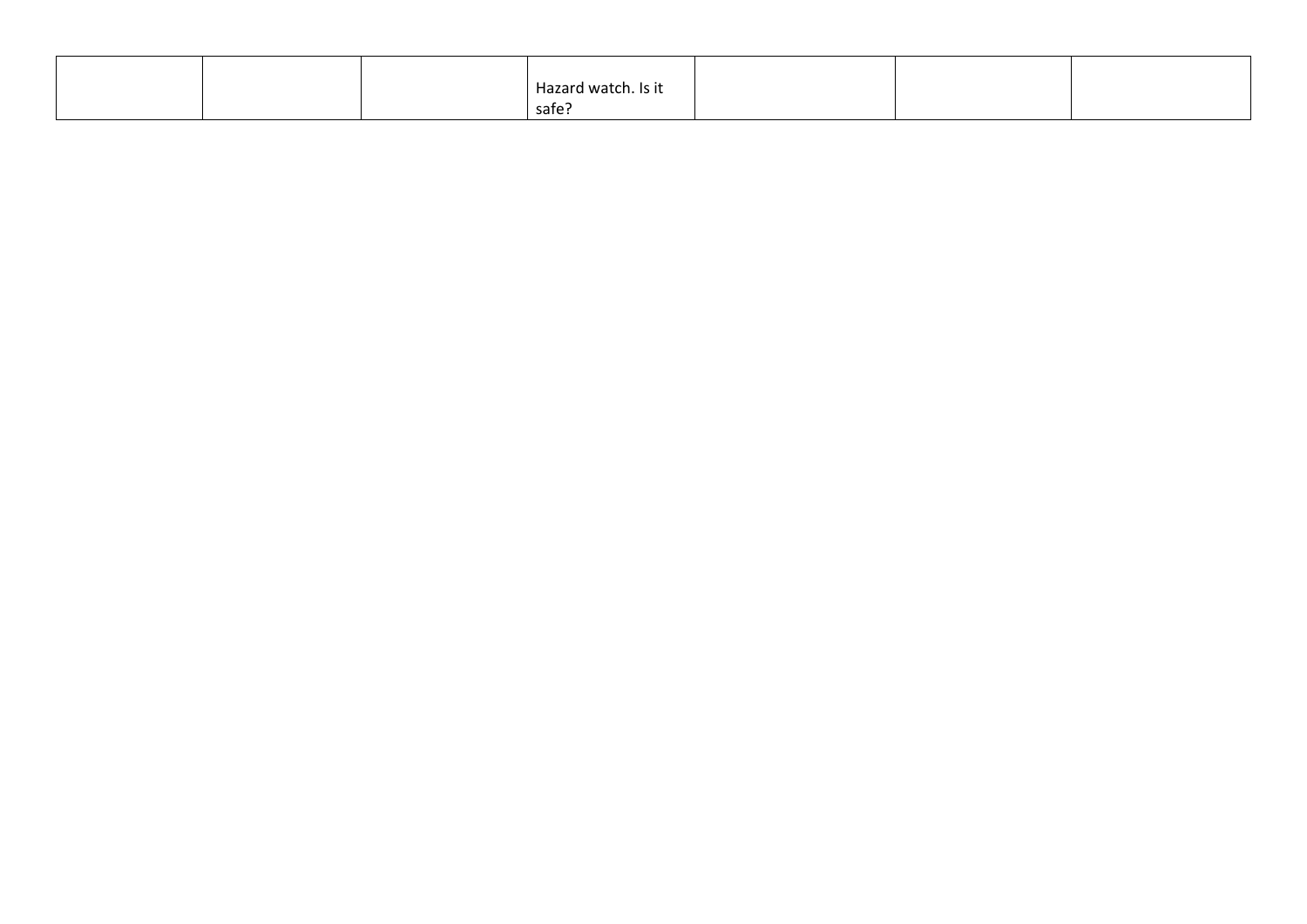| | | | | | | |
|---|---|---|---|---|---|---|
| | | | Hazard watch. Is it safe? | | | |